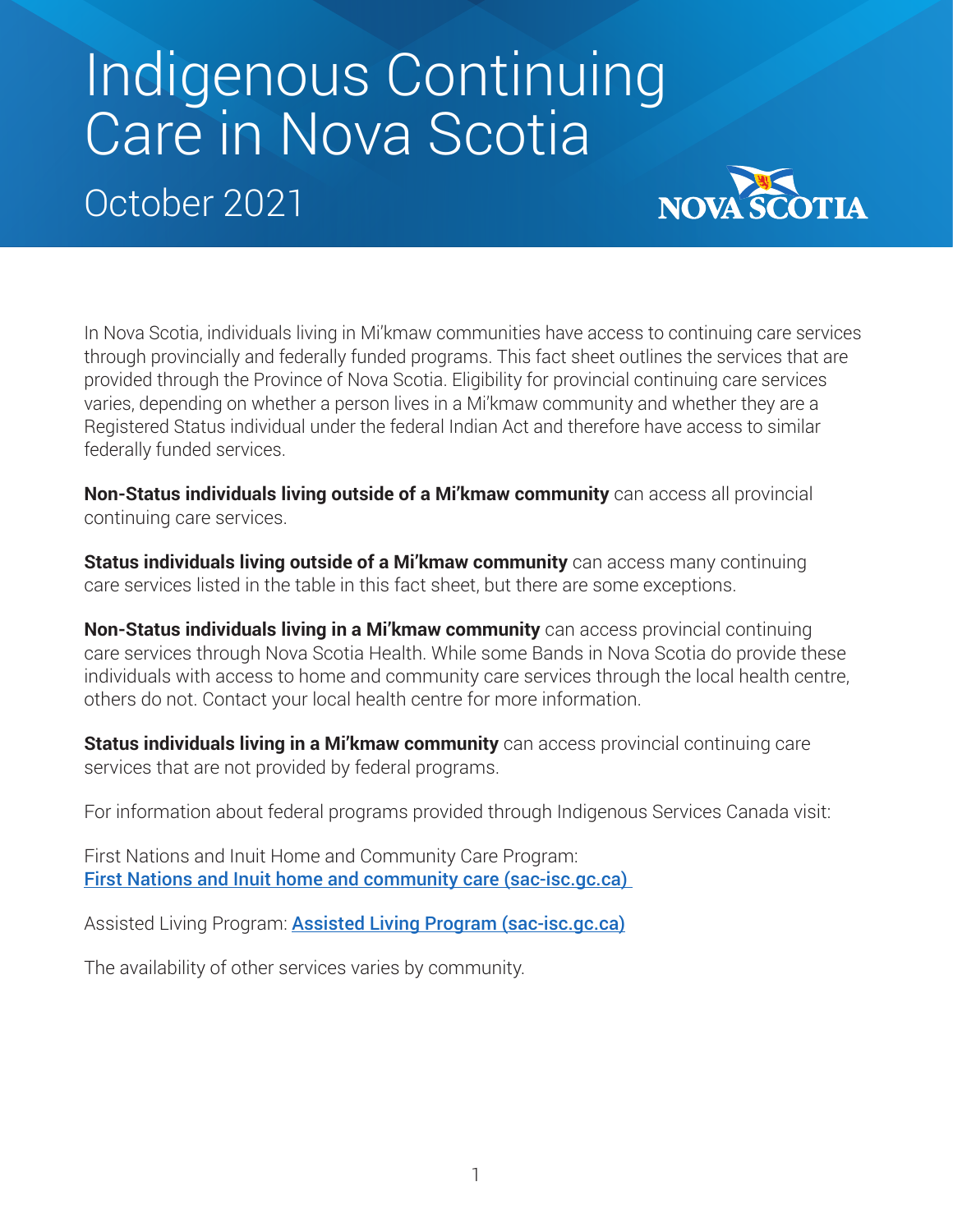# Indigenous Continuing Care in Nova Scotia

## October 2021

In Nova Scotia, individuals living in Mi'kmaw communities have access to continuing care services through provincially and federally funded programs. This fact sheet outlines the services that are provided through the Province of Nova Scotia. Eligibility for provincial continuing care services varies, depending on whether a person lives in a Mi'kmaw community and whether they are a Registered Status individual under the federal Indian Act and therefore have access to similar federally funded services.

**Non-Status individuals living outside of a Mi'kmaw community** can access all provincial continuing care services.

**Status individuals living outside of a Mi'kmaw community** can access many continuing care services listed in the table in this fact sheet, but there are some exceptions.

**Non-Status individuals living in a Mi'kmaw community** can access provincial continuing care services through Nova Scotia Health. While some Bands in Nova Scotia do provide these individuals with access to home and community care services through the local health centre, others do not. Contact your local health centre for more information.

**Status individuals living in a Mi'kmaw community** can access provincial continuing care services that are not provided by federal programs.

For information about federal programs provided through Indigenous Services Canada visit:

First Nations and Inuit Home and Community Care Program:
First Nations and Inuit home and community care (sac-isc.gc.ca)

Assisted Living Program: Assisted Living Program (sac-isc.gc.ca)

The availability of other services varies by community.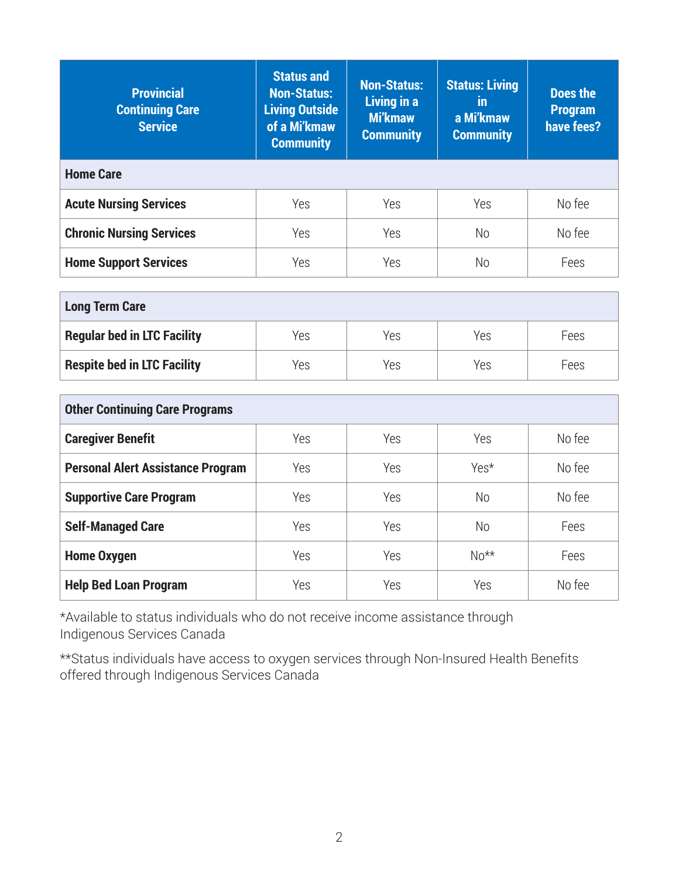| Provincial Continuing Care Service | Status and Non-Status: Living Outside of a Mi'kmaw Community | Non-Status: Living in a Mi'kmaw Community | Status: Living in a Mi'kmaw Community | Does the Program have fees? |
|---|---|---|---|---|
| **Home Care** | | | | |
| **Acute Nursing Services** | Yes | Yes | Yes | No fee |
| **Chronic Nursing Services** | Yes | Yes | No | No fee |
| **Home Support Services** | Yes | Yes | No | Fees |
| **Long Term Care** | | | | |
| **Regular bed in LTC Facility** | Yes | Yes | Yes | Fees |
| **Respite bed in LTC Facility** | Yes | Yes | Yes | Fees |
| **Other Continuing Care Programs** | | | | |
| **Caregiver Benefit** | Yes | Yes | Yes | No fee |
| **Personal Alert Assistance Program** | Yes | Yes | Yes* | No fee |
| **Supportive Care Program** | Yes | Yes | No | No fee |
| **Self-Managed Care** | Yes | Yes | No | Fees |
| **Home Oxygen** | Yes | Yes | No** | Fees |
| **Help Bed Loan Program** | Yes | Yes | Yes | No fee |

*Available to status individuals who do not receive income assistance through Indigenous Services Canada

**Status individuals have access to oxygen services through Non-Insured Health Benefits offered through Indigenous Services Canada